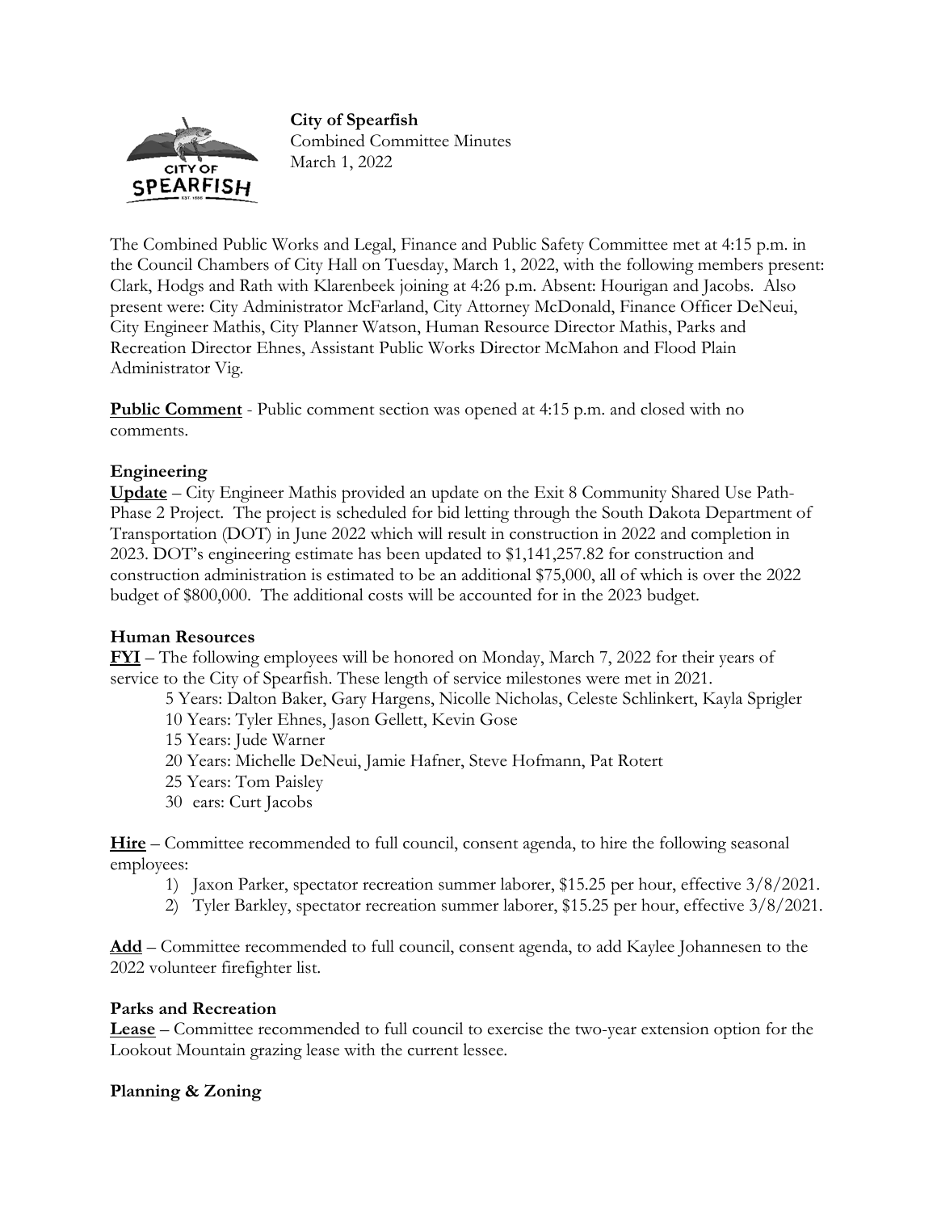**City of Spearfish**
Combined Committee Minutes
March 1, 2022

The Combined Public Works and Legal, Finance and Public Safety Committee met at 4:15 p.m. in the Council Chambers of City Hall on Tuesday, March 1, 2022, with the following members present: Clark, Hodgs and Rath with Klarenbeek joining at 4:26 p.m. Absent: Hourigan and Jacobs. Also present were: City Administrator McFarland, City Attorney McDonald, Finance Officer DeNeui, City Engineer Mathis, City Planner Watson, Human Resource Director Mathis, Parks and Recreation Director Ehnes, Assistant Public Works Director McMahon and Flood Plain Administrator Vig.

**Public Comment** - Public comment section was opened at 4:15 p.m. and closed with no comments.

**Engineering**

**Update** – City Engineer Mathis provided an update on the Exit 8 Community Shared Use Path-Phase 2 Project. The project is scheduled for bid letting through the South Dakota Department of Transportation (DOT) in June 2022 which will result in construction in 2022 and completion in 2023. DOT's engineering estimate has been updated to $1,141,257.82 for construction and construction administration is estimated to be an additional $75,000, all of which is over the 2022 budget of $800,000. The additional costs will be accounted for in the 2023 budget.

**Human Resources**

**FYI** – The following employees will be honored on Monday, March 7, 2022 for their years of service to the City of Spearfish. These length of service milestones were met in 2021.

5 Years: Dalton Baker, Gary Hargens, Nicolle Nicholas, Celeste Schlinkert, Kayla Sprigler
10 Years: Tyler Ehnes, Jason Gellett, Kevin Gose
15 Years: Jude Warner
20 Years: Michelle DeNeui, Jamie Hafner, Steve Hofmann, Pat Rotert
25 Years: Tom Paisley
30 ears: Curt Jacobs

**Hire** – Committee recommended to full council, consent agenda, to hire the following seasonal employees:

1) Jaxon Parker, spectator recreation summer laborer, $15.25 per hour, effective 3/8/2021.
2) Tyler Barkley, spectator recreation summer laborer, $15.25 per hour, effective 3/8/2021.

**Add** – Committee recommended to full council, consent agenda, to add Kaylee Johannesen to the 2022 volunteer firefighter list.

**Parks and Recreation**

**Lease** – Committee recommended to full council to exercise the two-year extension option for the Lookout Mountain grazing lease with the current lessee.

**Planning & Zoning**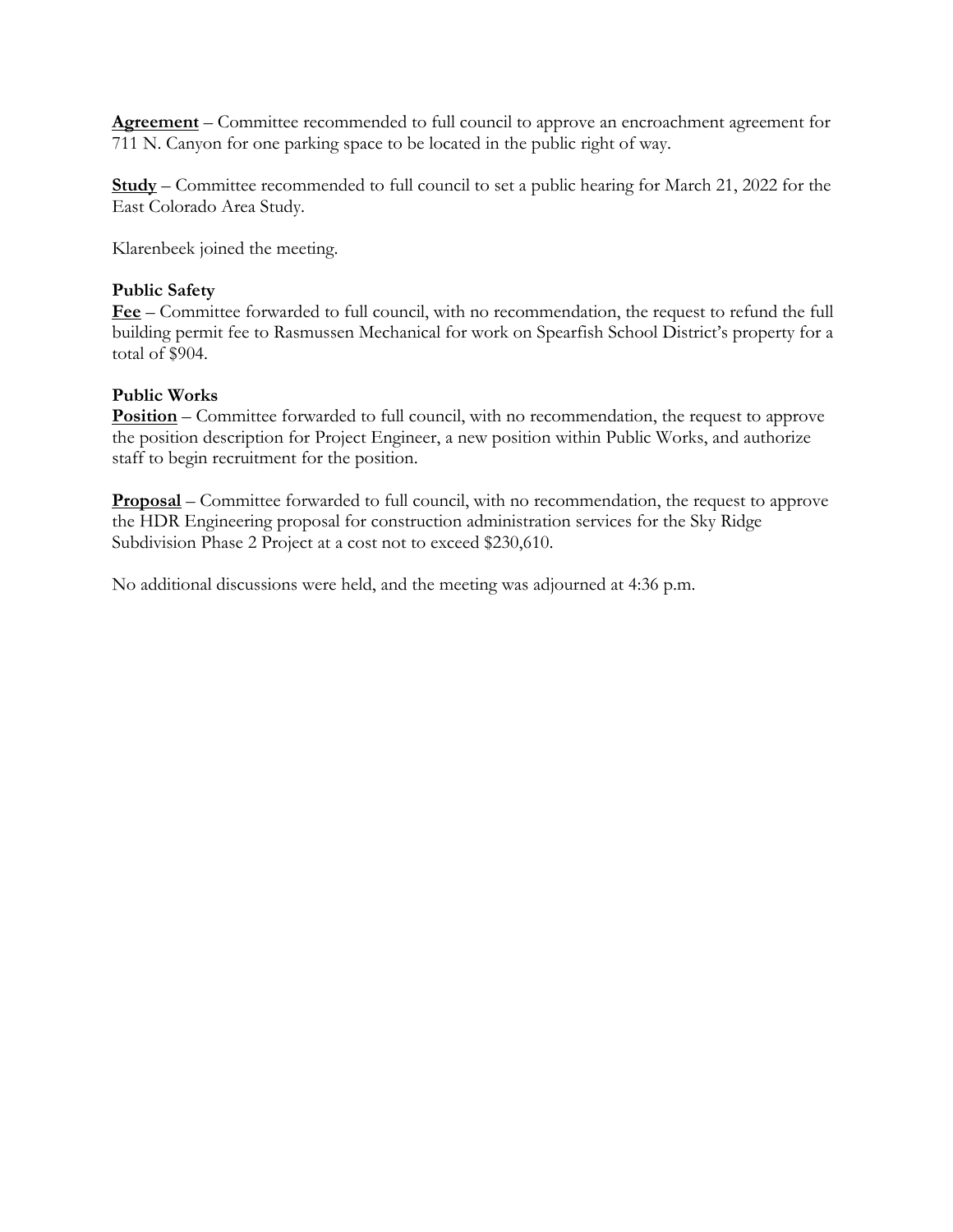**<u>Agreement</u>** – Committee recommended to full council to approve an encroachment agreement for 711 N. Canyon for one parking space to be located in the public right of way.

**<u>Study</u>** – Committee recommended to full council to set a public hearing for March 21, 2022 for the East Colorado Area Study.

Klarenbeek joined the meeting.

**Public Safety**

**<u>Fee</u>** – Committee forwarded to full council, with no recommendation, the request to refund the full building permit fee to Rasmussen Mechanical for work on Spearfish School District's property for a total of $904.

**Public Works**

**<u>Position</u>** – Committee forwarded to full council, with no recommendation, the request to approve the position description for Project Engineer, a new position within Public Works, and authorize staff to begin recruitment for the position.

**<u>Proposal</u>** – Committee forwarded to full council, with no recommendation, the request to approve the HDR Engineering proposal for construction administration services for the Sky Ridge Subdivision Phase 2 Project at a cost not to exceed $230,610.

No additional discussions were held, and the meeting was adjourned at 4:36 p.m.